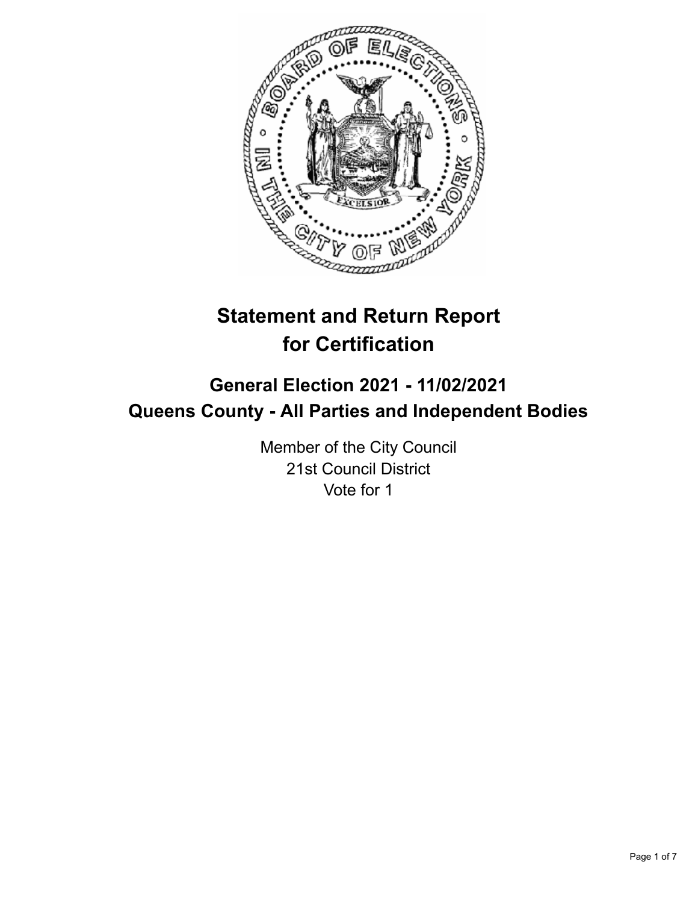# Statement and Return Report for Certification

## General Election 2021 - 11/02/2021
## Queens County - All Parties and Independent Bodies

Member of the City Council
21st Council District
Vote for 1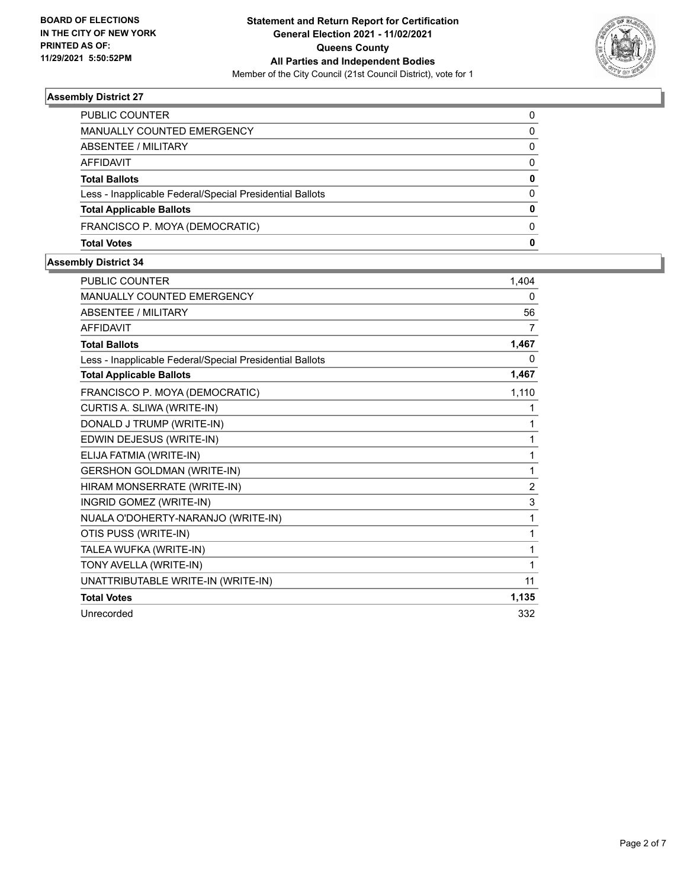**BOARD OF ELECTIONS IN THE CITY OF NEW YORK PRINTED AS OF: 11/29/2021 5:50:52PM**

**Statement and Return Report for Certification General Election 2021 - 11/02/2021 Queens County All Parties and Independent Bodies**

Member of the City Council (21st Council District), vote for 1

### Assembly District 27

| | |
|---|---|
| PUBLIC COUNTER | 0 |
| MANUALLY COUNTED EMERGENCY | 0 |
| ABSENTEE / MILITARY | 0 |
| AFFIDAVIT | 0 |
| **Total Ballots** | **0** |
| Less - Inapplicable Federal/Special Presidential Ballots | 0 |
| **Total Applicable Ballots** | **0** |
| FRANCISCO P. MOYA (DEMOCRATIC) | 0 |
| **Total Votes** | **0** |

### Assembly District 34

| | |
|---|---|
| PUBLIC COUNTER | 1,404 |
| MANUALLY COUNTED EMERGENCY | 0 |
| ABSENTEE / MILITARY | 56 |
| AFFIDAVIT | 7 |
| **Total Ballots** | **1,467** |
| Less - Inapplicable Federal/Special Presidential Ballots | 0 |
| **Total Applicable Ballots** | **1,467** |
| FRANCISCO P. MOYA (DEMOCRATIC) | 1,110 |
| CURTIS A. SLIWA (WRITE-IN) | 1 |
| DONALD J TRUMP (WRITE-IN) | 1 |
| EDWIN DEJESUS (WRITE-IN) | 1 |
| ELIJA FATMIA (WRITE-IN) | 1 |
| GERSHON GOLDMAN (WRITE-IN) | 1 |
| HIRAM MONSERRATE (WRITE-IN) | 2 |
| INGRID GOMEZ (WRITE-IN) | 3 |
| NUALA O'DOHERTY-NARANJO (WRITE-IN) | 1 |
| OTIS PUSS (WRITE-IN) | 1 |
| TALEA WUFKA (WRITE-IN) | 1 |
| TONY AVELLA (WRITE-IN) | 1 |
| UNATTRIBUTABLE WRITE-IN (WRITE-IN) | 11 |
| **Total Votes** | **1,135** |
| Unrecorded | 332 |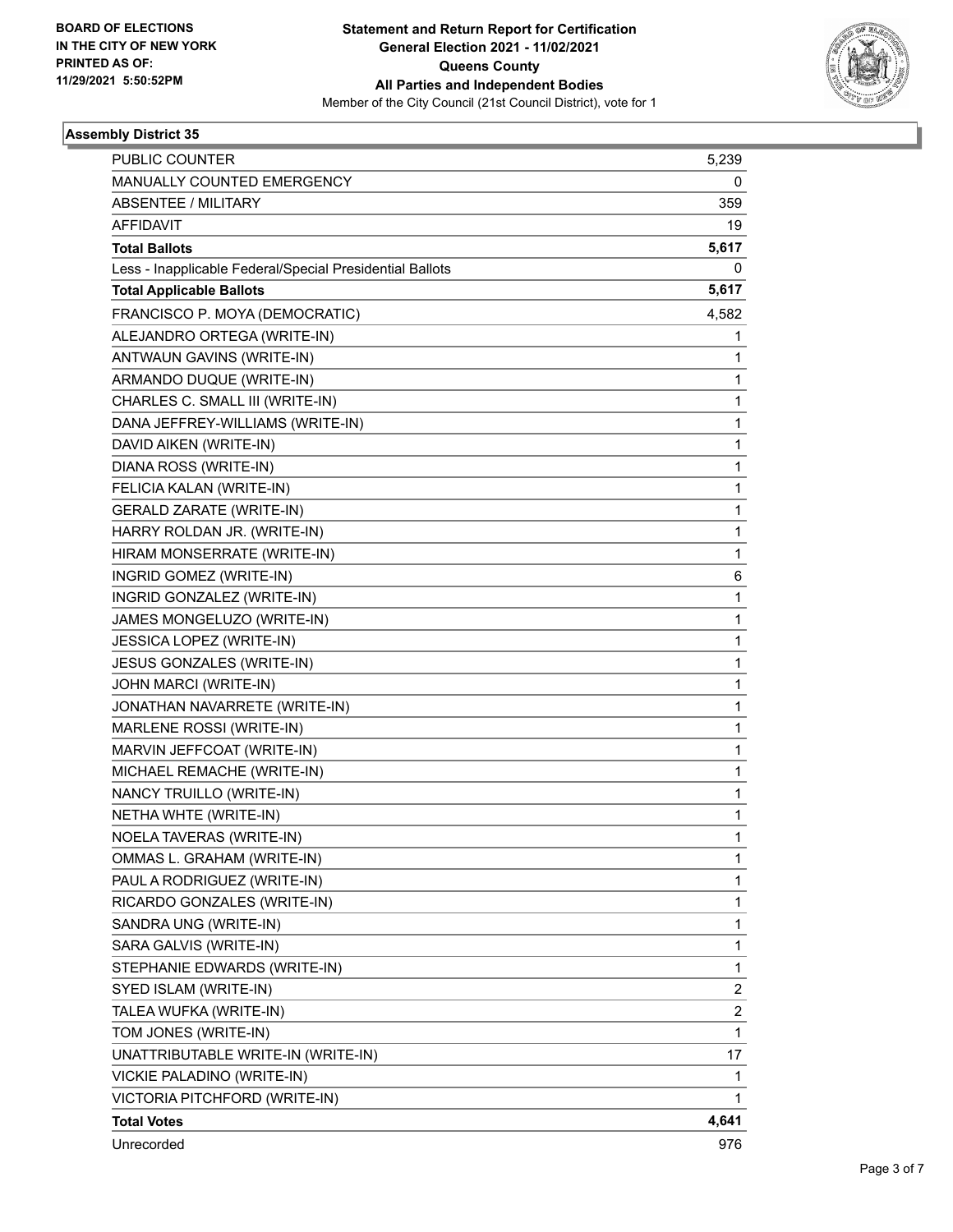**BOARD OF ELECTIONS IN THE CITY OF NEW YORK PRINTED AS OF: 11/29/2021 5:50:52PM**

**Statement and Return Report for Certification General Election 2021 - 11/02/2021 Queens County All Parties and Independent Bodies**

Member of the City Council (21st Council District), vote for 1

### Assembly District 35

| | |
|---|---|
| PUBLIC COUNTER | 5,239 |
| MANUALLY COUNTED EMERGENCY | 0 |
| ABSENTEE / MILITARY | 359 |
| AFFIDAVIT | 19 |
| **Total Ballots** | **5,617** |
| Less - Inapplicable Federal/Special Presidential Ballots | 0 |
| **Total Applicable Ballots** | **5,617** |
| FRANCISCO P. MOYA (DEMOCRATIC) | 4,582 |
| ALEJANDRO ORTEGA (WRITE-IN) | 1 |
| ANTWAUN GAVINS (WRITE-IN) | 1 |
| ARMANDO DUQUE (WRITE-IN) | 1 |
| CHARLES C. SMALL III (WRITE-IN) | 1 |
| DANA JEFFREY-WILLIAMS (WRITE-IN) | 1 |
| DAVID AIKEN (WRITE-IN) | 1 |
| DIANA ROSS (WRITE-IN) | 1 |
| FELICIA KALAN (WRITE-IN) | 1 |
| GERALD ZARATE (WRITE-IN) | 1 |
| HARRY ROLDAN JR. (WRITE-IN) | 1 |
| HIRAM MONSERRATE (WRITE-IN) | 1 |
| INGRID GOMEZ (WRITE-IN) | 6 |
| INGRID GONZALEZ (WRITE-IN) | 1 |
| JAMES MONGELUZO (WRITE-IN) | 1 |
| JESSICA LOPEZ (WRITE-IN) | 1 |
| JESUS GONZALES (WRITE-IN) | 1 |
| JOHN MARCI (WRITE-IN) | 1 |
| JONATHAN NAVARRETE (WRITE-IN) | 1 |
| MARLENE ROSSI (WRITE-IN) | 1 |
| MARVIN JEFFCOAT (WRITE-IN) | 1 |
| MICHAEL REMACHE (WRITE-IN) | 1 |
| NANCY TRUILLO (WRITE-IN) | 1 |
| NETHA WHTE (WRITE-IN) | 1 |
| NOELA TAVERAS (WRITE-IN) | 1 |
| OMMAS L. GRAHAM (WRITE-IN) | 1 |
| PAUL A RODRIGUEZ (WRITE-IN) | 1 |
| RICARDO GONZALES (WRITE-IN) | 1 |
| SANDRA UNG (WRITE-IN) | 1 |
| SARA GALVIS (WRITE-IN) | 1 |
| STEPHANIE EDWARDS (WRITE-IN) | 1 |
| SYED ISLAM (WRITE-IN) | 2 |
| TALEA WUFKA (WRITE-IN) | 2 |
| TOM JONES (WRITE-IN) | 1 |
| UNATTRIBUTABLE WRITE-IN (WRITE-IN) | 17 |
| VICKIE PALADINO (WRITE-IN) | 1 |
| VICTORIA PITCHFORD (WRITE-IN) | 1 |
| **Total Votes** | **4,641** |
| Unrecorded | 976 |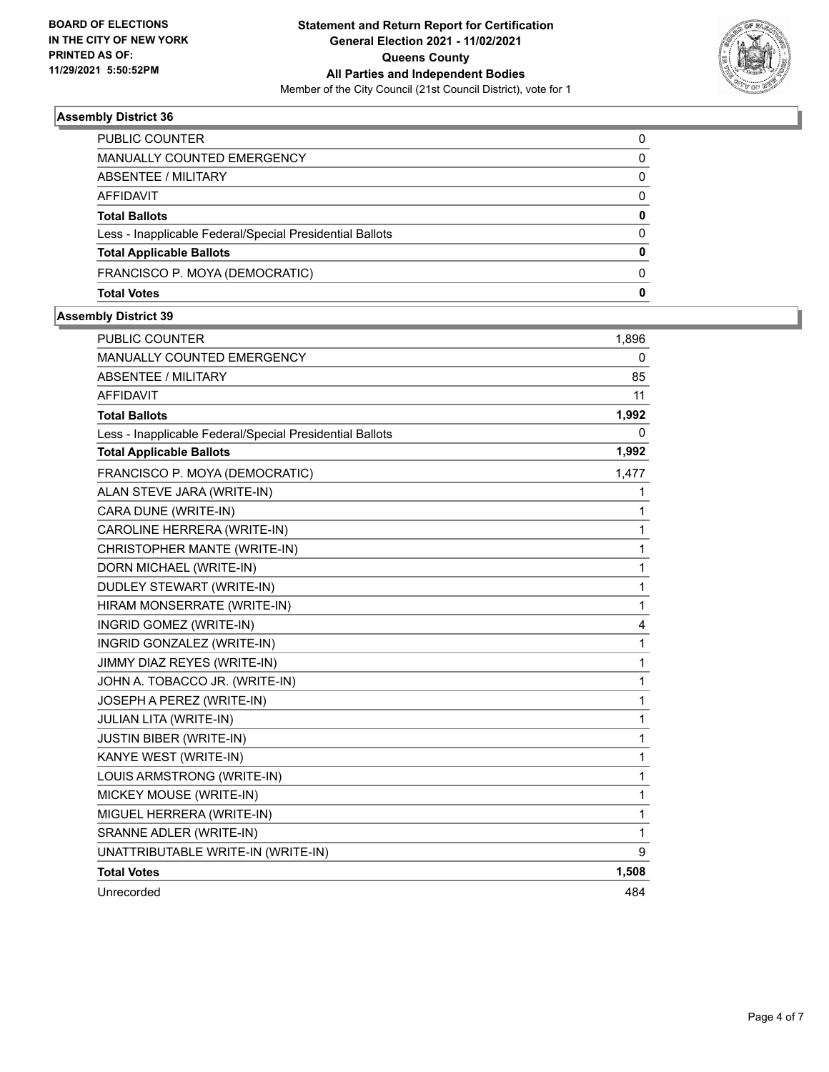**BOARD OF ELECTIONS IN THE CITY OF NEW YORK PRINTED AS OF: 11/29/2021 5:50:52PM**

# Statement and Return Report for Certification
## General Election 2021 - 11/02/2021
## Queens County
## All Parties and Independent Bodies

Member of the City Council (21st Council District), vote for 1

### Assembly District 36

| | |
|---|---|
| PUBLIC COUNTER | 0 |
| MANUALLY COUNTED EMERGENCY | 0 |
| ABSENTEE / MILITARY | 0 |
| AFFIDAVIT | 0 |
| **Total Ballots** | **0** |
| Less - Inapplicable Federal/Special Presidential Ballots | 0 |
| **Total Applicable Ballots** | **0** |
| FRANCISCO P. MOYA (DEMOCRATIC) | 0 |
| **Total Votes** | **0** |

### Assembly District 39

| | |
|---|---|
| PUBLIC COUNTER | 1,896 |
| MANUALLY COUNTED EMERGENCY | 0 |
| ABSENTEE / MILITARY | 85 |
| AFFIDAVIT | 11 |
| **Total Ballots** | **1,992** |
| Less - Inapplicable Federal/Special Presidential Ballots | 0 |
| **Total Applicable Ballots** | **1,992** |
| FRANCISCO P. MOYA (DEMOCRATIC) | 1,477 |
| ALAN STEVE JARA (WRITE-IN) | 1 |
| CARA DUNE (WRITE-IN) | 1 |
| CAROLINE HERRERA (WRITE-IN) | 1 |
| CHRISTOPHER MANTE (WRITE-IN) | 1 |
| DORN MICHAEL (WRITE-IN) | 1 |
| DUDLEY STEWART (WRITE-IN) | 1 |
| HIRAM MONSERRATE (WRITE-IN) | 1 |
| INGRID GOMEZ (WRITE-IN) | 4 |
| INGRID GONZALEZ (WRITE-IN) | 1 |
| JIMMY DIAZ REYES (WRITE-IN) | 1 |
| JOHN A. TOBACCO JR. (WRITE-IN) | 1 |
| JOSEPH A PEREZ (WRITE-IN) | 1 |
| JULIAN LITA (WRITE-IN) | 1 |
| JUSTIN BIBER (WRITE-IN) | 1 |
| KANYE WEST (WRITE-IN) | 1 |
| LOUIS ARMSTRONG (WRITE-IN) | 1 |
| MICKEY MOUSE (WRITE-IN) | 1 |
| MIGUEL HERRERA (WRITE-IN) | 1 |
| SRANNE ADLER (WRITE-IN) | 1 |
| UNATTRIBUTABLE WRITE-IN (WRITE-IN) | 9 |
| **Total Votes** | **1,508** |
| Unrecorded | 484 |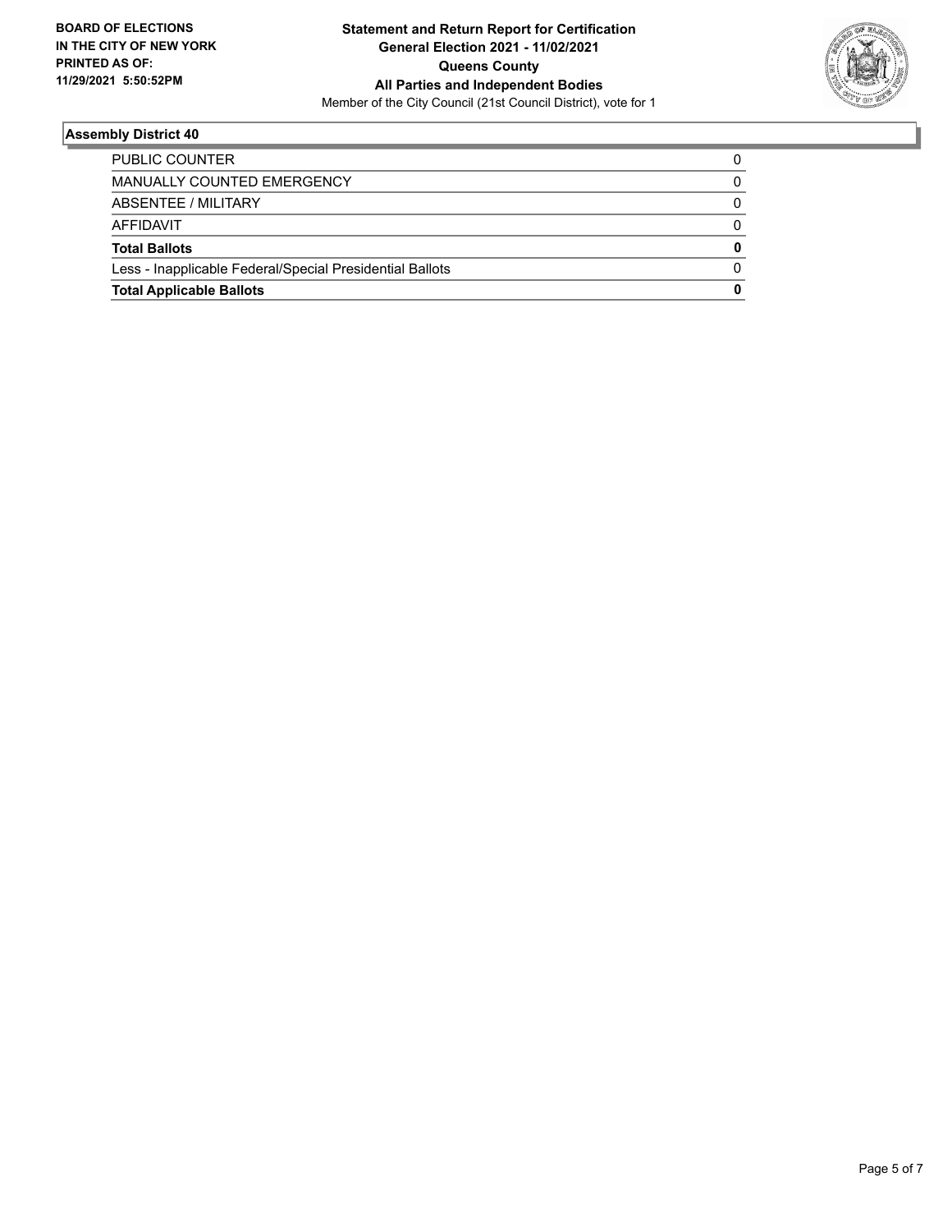**BOARD OF ELECTIONS IN THE CITY OF NEW YORK PRINTED AS OF: 11/29/2021 5:50:52PM**

**Statement and Return Report for Certification General Election 2021 - 11/02/2021 Queens County All Parties and Independent Bodies**
Member of the City Council (21st Council District), vote for 1

## Assembly District 40

| | |
|---|---|
| PUBLIC COUNTER | 0 |
| MANUALLY COUNTED EMERGENCY | 0 |
| ABSENTEE / MILITARY | 0 |
| AFFIDAVIT | 0 |
| **Total Ballots** | **0** |
| Less - Inapplicable Federal/Special Presidential Ballots | 0 |
| **Total Applicable Ballots** | **0** |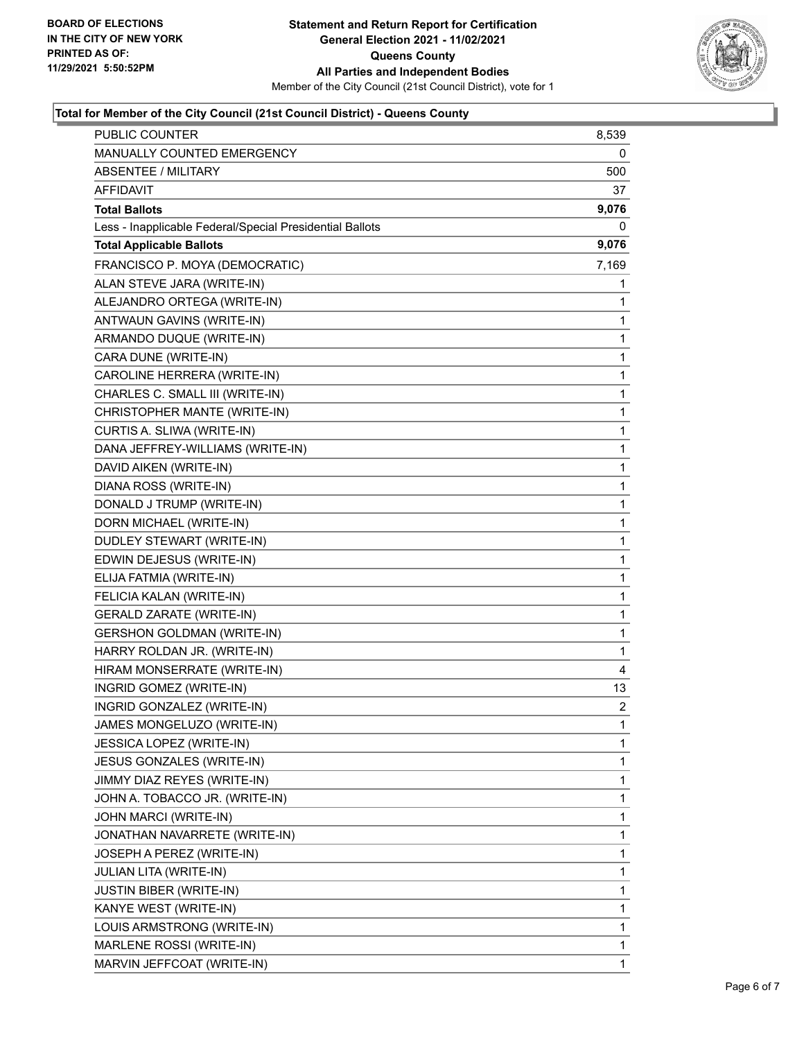BOARD OF ELECTIONS
IN THE CITY OF NEW YORK
PRINTED AS OF:
11/29/2021 5:50:52PM

**Statement and Return Report for Certification**
**General Election 2021 - 11/02/2021**
**Queens County**
**All Parties and Independent Bodies**
Member of the City Council (21st Council District), vote for 1

### Total for Member of the City Council (21st Council District) - Queens County

| | |
|---|---|
| PUBLIC COUNTER | 8,539 |
| MANUALLY COUNTED EMERGENCY | 0 |
| ABSENTEE / MILITARY | 500 |
| AFFIDAVIT | 37 |
| **Total Ballots** | **9,076** |
| Less - Inapplicable Federal/Special Presidential Ballots | 0 |
| **Total Applicable Ballots** | **9,076** |
| FRANCISCO P. MOYA (DEMOCRATIC) | 7,169 |
| ALAN STEVE JARA (WRITE-IN) | 1 |
| ALEJANDRO ORTEGA (WRITE-IN) | 1 |
| ANTWAUN GAVINS (WRITE-IN) | 1 |
| ARMANDO DUQUE (WRITE-IN) | 1 |
| CARA DUNE (WRITE-IN) | 1 |
| CAROLINE HERRERA (WRITE-IN) | 1 |
| CHARLES C. SMALL III (WRITE-IN) | 1 |
| CHRISTOPHER MANTE (WRITE-IN) | 1 |
| CURTIS A. SLIWA (WRITE-IN) | 1 |
| DANA JEFFREY-WILLIAMS (WRITE-IN) | 1 |
| DAVID AIKEN (WRITE-IN) | 1 |
| DIANA ROSS (WRITE-IN) | 1 |
| DONALD J TRUMP (WRITE-IN) | 1 |
| DORN MICHAEL (WRITE-IN) | 1 |
| DUDLEY STEWART (WRITE-IN) | 1 |
| EDWIN DEJESUS (WRITE-IN) | 1 |
| ELIJA FATMIA (WRITE-IN) | 1 |
| FELICIA KALAN (WRITE-IN) | 1 |
| GERALD ZARATE (WRITE-IN) | 1 |
| GERSHON GOLDMAN (WRITE-IN) | 1 |
| HARRY ROLDAN JR. (WRITE-IN) | 1 |
| HIRAM MONSERRATE (WRITE-IN) | 4 |
| INGRID GOMEZ (WRITE-IN) | 13 |
| INGRID GONZALEZ (WRITE-IN) | 2 |
| JAMES MONGELUZO (WRITE-IN) | 1 |
| JESSICA LOPEZ (WRITE-IN) | 1 |
| JESUS GONZALES (WRITE-IN) | 1 |
| JIMMY DIAZ REYES (WRITE-IN) | 1 |
| JOHN A. TOBACCO JR. (WRITE-IN) | 1 |
| JOHN MARCI (WRITE-IN) | 1 |
| JONATHAN NAVARRETE (WRITE-IN) | 1 |
| JOSEPH A PEREZ (WRITE-IN) | 1 |
| JULIAN LITA (WRITE-IN) | 1 |
| JUSTIN BIBER (WRITE-IN) | 1 |
| KANYE WEST (WRITE-IN) | 1 |
| LOUIS ARMSTRONG (WRITE-IN) | 1 |
| MARLENE ROSSI (WRITE-IN) | 1 |
| MARVIN JEFFCOAT (WRITE-IN) | 1 |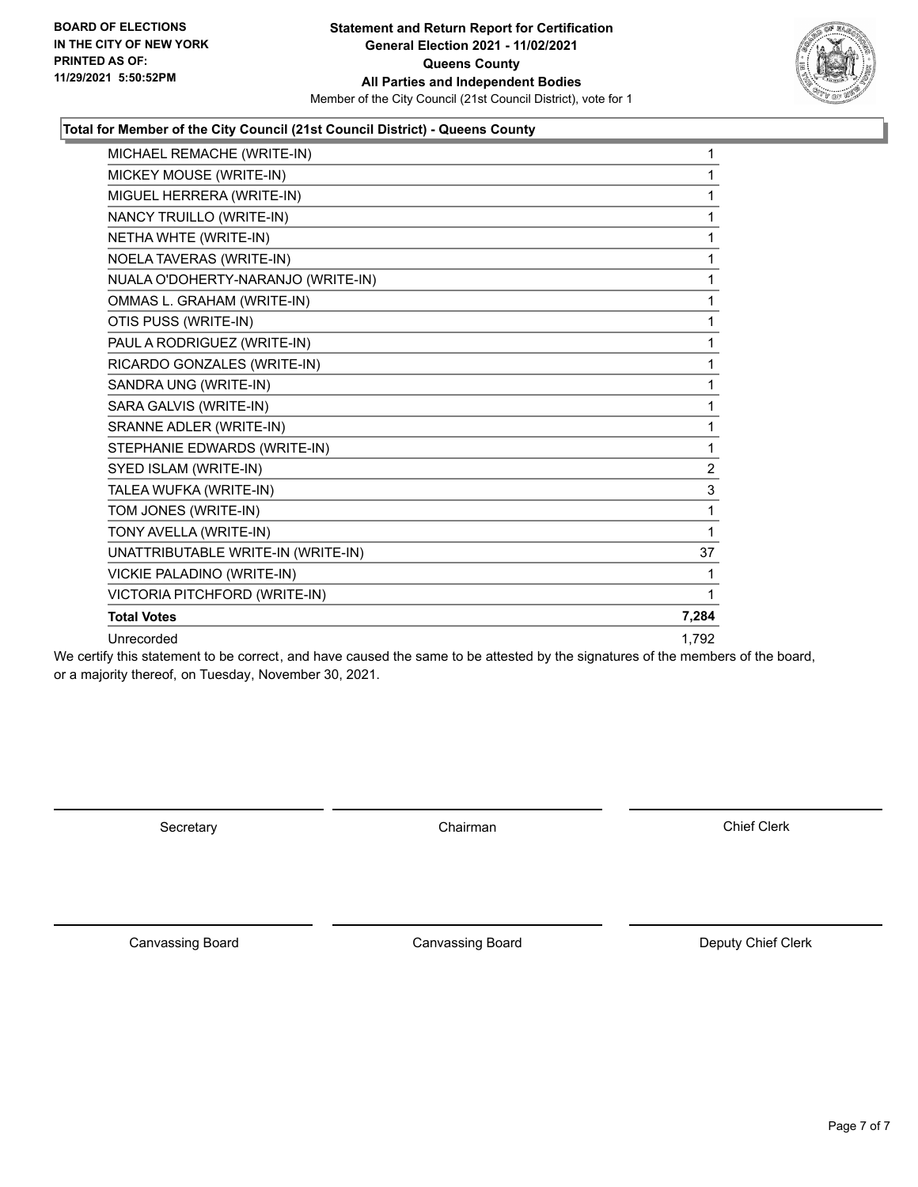**BOARD OF ELECTIONS IN THE CITY OF NEW YORK**
**PRINTED AS OF: 11/29/2021 5:50:52PM**

**Statement and Return Report for Certification**
**General Election 2021 - 11/02/2021**
**Queens County**
**All Parties and Independent Bodies**
Member of the City Council (21st Council District), vote for 1

### Total for Member of the City Council (21st Council District) - Queens County

| | |
|---|---|
| MICHAEL REMACHE (WRITE-IN) | 1 |
| MICKEY MOUSE (WRITE-IN) | 1 |
| MIGUEL HERRERA (WRITE-IN) | 1 |
| NANCY TRUILLO (WRITE-IN) | 1 |
| NETHA WHTE (WRITE-IN) | 1 |
| NOELA TAVERAS (WRITE-IN) | 1 |
| NUALA O'DOHERTY-NARANJO (WRITE-IN) | 1 |
| OMMAS L. GRAHAM (WRITE-IN) | 1 |
| OTIS PUSS (WRITE-IN) | 1 |
| PAUL A RODRIGUEZ (WRITE-IN) | 1 |
| RICARDO GONZALES (WRITE-IN) | 1 |
| SANDRA UNG (WRITE-IN) | 1 |
| SARA GALVIS (WRITE-IN) | 1 |
| SRANNE ADLER (WRITE-IN) | 1 |
| STEPHANIE EDWARDS (WRITE-IN) | 1 |
| SYED ISLAM (WRITE-IN) | 2 |
| TALEA WUFKA (WRITE-IN) | 3 |
| TOM JONES (WRITE-IN) | 1 |
| TONY AVELLA (WRITE-IN) | 1 |
| UNATTRIBUTABLE WRITE-IN (WRITE-IN) | 37 |
| VICKIE PALADINO (WRITE-IN) | 1 |
| VICTORIA PITCHFORD (WRITE-IN) | 1 |
| **Total Votes** | **7,284** |
| Unrecorded | 1,792 |

We certify this statement to be correct, and have caused the same to be attested by the signatures of the members of the board, or a majority thereof, on Tuesday, November 30, 2021.

| | | |
|---|---|---|
| Secretary | Chairman | Chief Clerk |
| Canvassing Board | Canvassing Board | Deputy Chief Clerk |